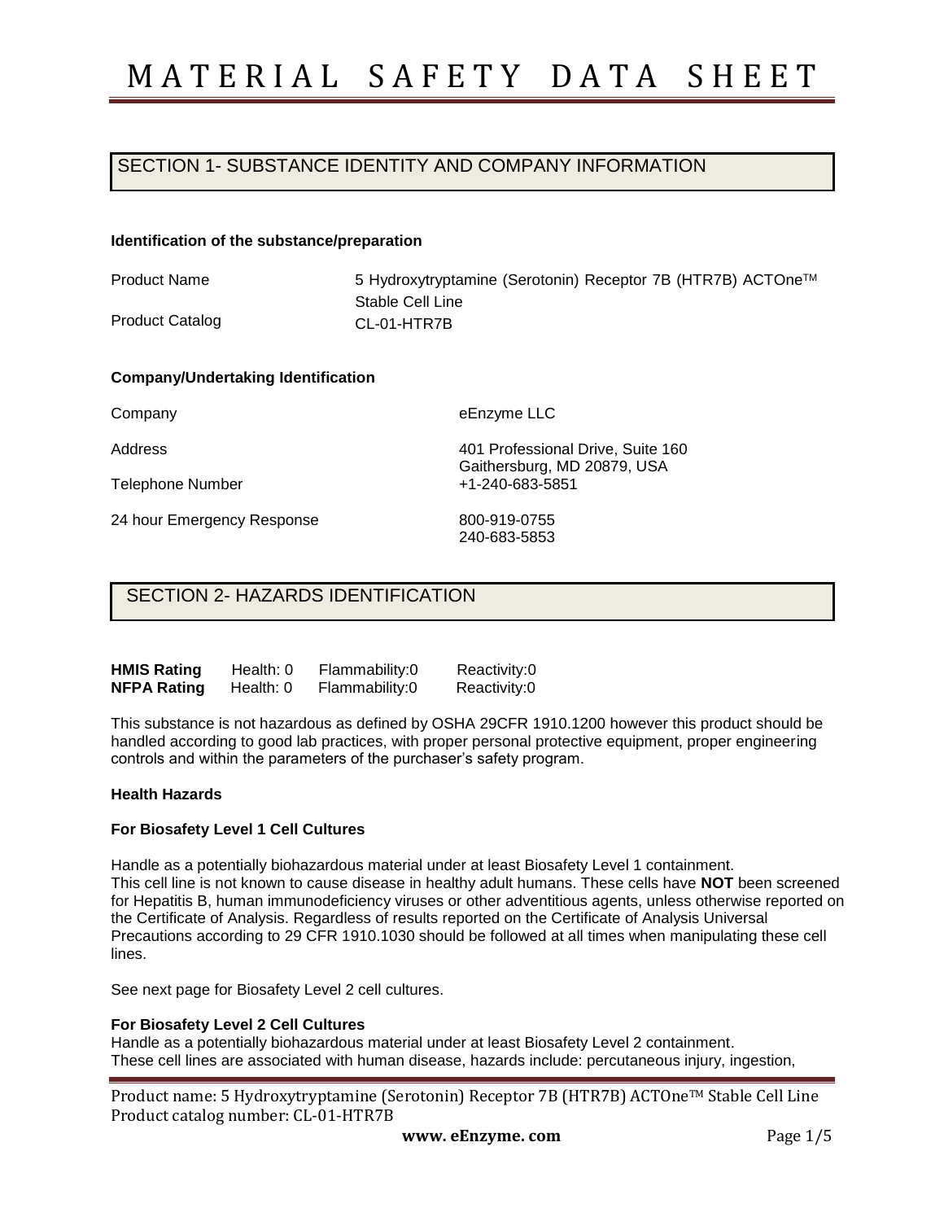# MATERIAL SAFETY DATA SHEET

## SECTION 1- SUBSTANCE IDENTITY AND COMPANY INFORMATION

**Identification of the substance/preparation**

| | |
|---|---|
| Product Name | 5 Hydroxytryptamine (Serotonin) Receptor 7B (HTR7B) ACTOne™ Stable Cell Line |
| Product Catalog | CL-01-HTR7B |

**Company/Undertaking Identification**

| | |
|---|---|
| Company | eEnzyme LLC |
| Address | 401 Professional Drive, Suite 160<br>Gaithersburg, MD 20879, USA |
| Telephone Number | +1-240-683-5851 |
| 24 hour Emergency Response | 800-919-0755<br>240-683-5853 |

## SECTION 2- HAZARDS IDENTIFICATION

| | | | |
|---|---|---|---|
| **HMIS Rating** | Health: 0 | Flammability:0 | Reactivity:0 |
| **NFPA Rating** | Health: 0 | Flammability:0 | Reactivity:0 |

This substance is not hazardous as defined by OSHA 29CFR 1910.1200 however this product should be handled according to good lab practices, with proper personal protective equipment, proper engineering controls and within the parameters of the purchaser's safety program.

**Health Hazards**

**For Biosafety Level 1 Cell Cultures**

Handle as a potentially biohazardous material under at least Biosafety Level 1 containment. This cell line is not known to cause disease in healthy adult humans. These cells have **NOT** been screened for Hepatitis B, human immunodeficiency viruses or other adventitious agents, unless otherwise reported on the Certificate of Analysis. Regardless of results reported on the Certificate of Analysis Universal Precautions according to 29 CFR 1910.1030 should be followed at all times when manipulating these cell lines.

See next page for Biosafety Level 2 cell cultures.

**For Biosafety Level 2 Cell Cultures**

Handle as a potentially biohazardous material under at least Biosafety Level 2 containment. These cell lines are associated with human disease, hazards include: percutaneous injury, ingestion,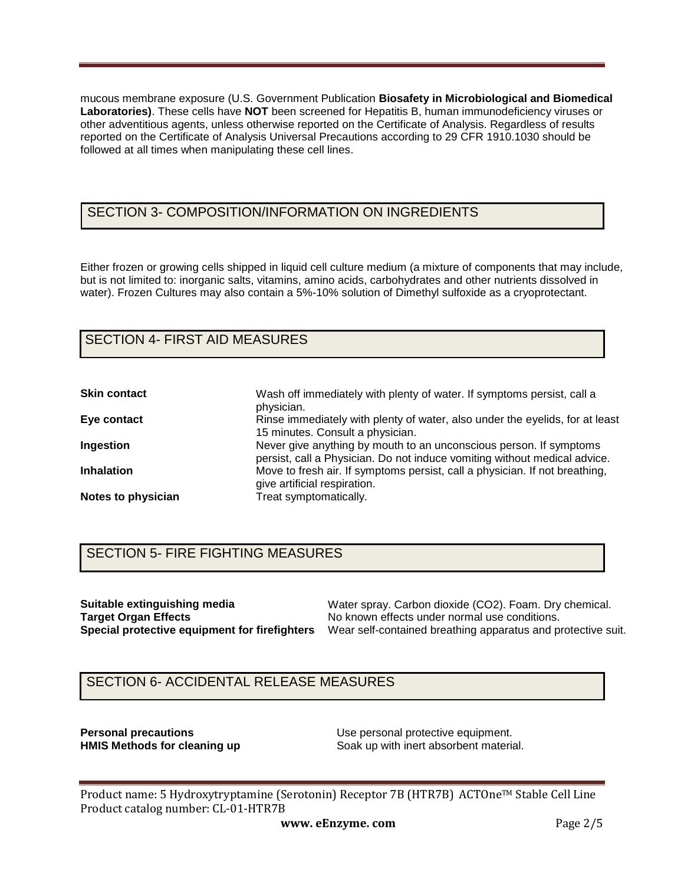mucous membrane exposure (U.S. Government Publication **Biosafety in Microbiological and Biomedical Laboratories)**. These cells have **NOT** been screened for Hepatitis B, human immunodeficiency viruses or other adventitious agents, unless otherwise reported on the Certificate of Analysis. Regardless of results reported on the Certificate of Analysis Universal Precautions according to 29 CFR 1910.1030 should be followed at all times when manipulating these cell lines.

## SECTION 3- COMPOSITION/INFORMATION ON INGREDIENTS

Either frozen or growing cells shipped in liquid cell culture medium (a mixture of components that may include, but is not limited to: inorganic salts, vitamins, amino acids, carbohydrates and other nutrients dissolved in water). Frozen Cultures may also contain a 5%-10% solution of Dimethyl sulfoxide as a cryoprotectant.

## SECTION 4- FIRST AID MEASURES

| | |
|---|---|
| **Skin contact** | Wash off immediately with plenty of water. If symptoms persist, call a physician. |
| **Eye contact** | Rinse immediately with plenty of water, also under the eyelids, for at least 15 minutes. Consult a physician. |
| **Ingestion** | Never give anything by mouth to an unconscious person. If symptoms persist, call a Physician. Do not induce vomiting without medical advice. |
| **Inhalation** | Move to fresh air. If symptoms persist, call a physician. If not breathing, give artificial respiration. |
| **Notes to physician** | Treat symptomatically. |

## SECTION 5- FIRE FIGHTING MEASURES

| | |
|---|---|
| **Suitable extinguishing media** | Water spray. Carbon dioxide ($CO_2$). Foam. Dry chemical. |
| **Target Organ Effects** | No known effects under normal use conditions. |
| **Special protective equipment for firefighters** | Wear self-contained breathing apparatus and protective suit. |

## SECTION 6- ACCIDENTAL RELEASE MEASURES

| | |
|---|---|
| **Personal precautions** | Use personal protective equipment. |
| **HMIS Methods for cleaning up** | Soak up with inert absorbent material. |

Product name: 5 Hydroxytryptamine (Serotonin) Receptor 7B (HTR7B) ACTOne™ Stable Cell Line
Product catalog number: CL-01-HTR7B

**www. eEnzyme. com**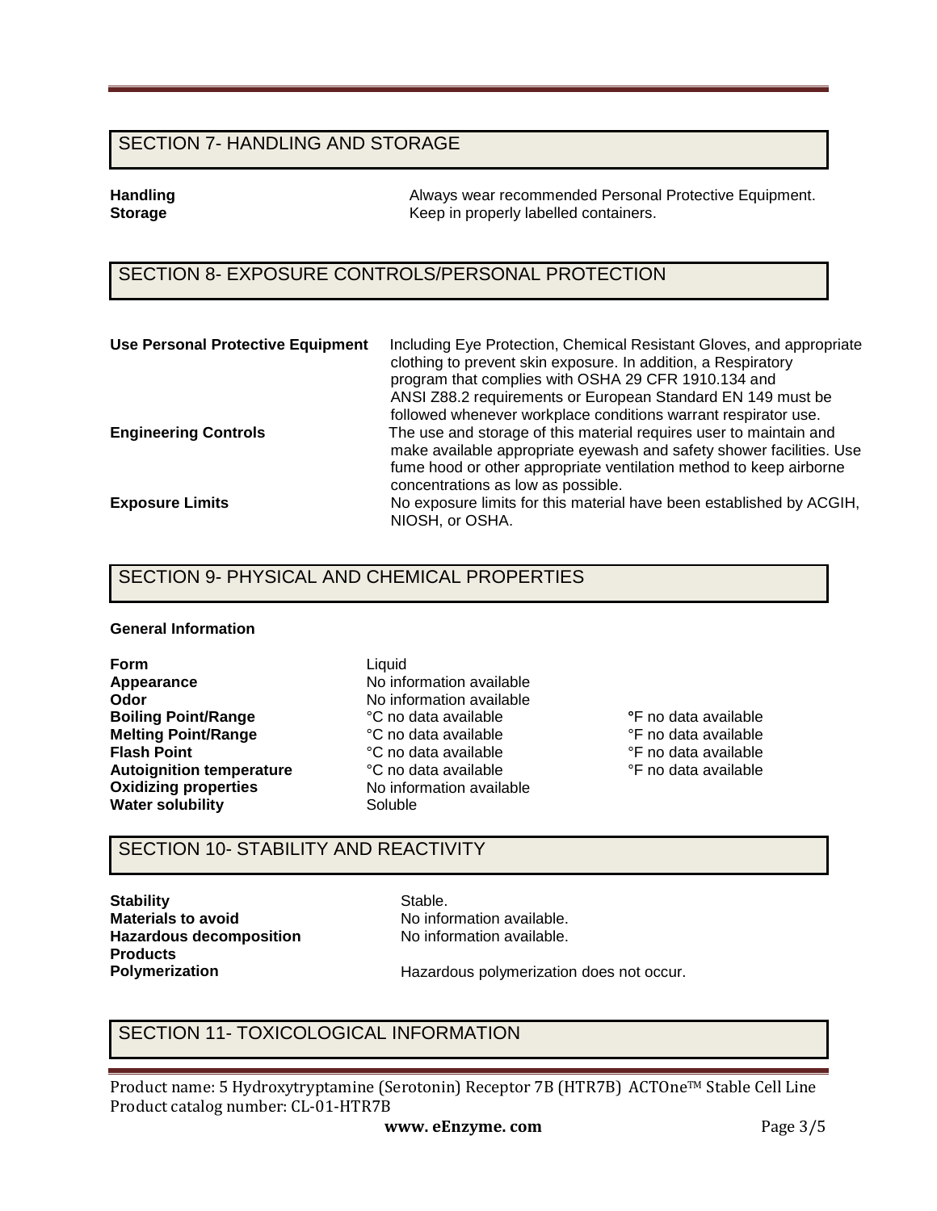## SECTION 7- HANDLING AND STORAGE

**Handling** Always wear recommended Personal Protective Equipment.
**Storage** Keep in properly labelled containers.

## SECTION 8- EXPOSURE CONTROLS/PERSONAL PROTECTION

**Use Personal Protective Equipment** Including Eye Protection, Chemical Resistant Gloves, and appropriate clothing to prevent skin exposure. In addition, a Respiratory program that complies with OSHA 29 CFR 1910.134 and ANSI Z88.2 requirements or European Standard EN 149 must be followed whenever workplace conditions warrant respirator use.

**Engineering Controls** The use and storage of this material requires user to maintain and make available appropriate eyewash and safety shower facilities. Use fume hood or other appropriate ventilation method to keep airborne concentrations as low as possible.

**Exposure Limits** No exposure limits for this material have been established by ACGIH, NIOSH, or OSHA.

## SECTION 9- PHYSICAL AND CHEMICAL PROPERTIES

**General Information**

| | | |
|---|---|---|
| **Form** | Liquid | |
| **Appearance** | No information available | |
| **Odor** | No information available | |
| **Boiling Point/Range** | °C no data available | °F no data available |
| **Melting Point/Range** | °C no data available | °F no data available |
| **Flash Point** | °C no data available | °F no data available |
| **Autoignition temperature** | °C no data available | °F no data available |
| **Oxidizing properties** | No information available | |
| **Water solubility** | Soluble | |

## SECTION 10- STABILITY AND REACTIVITY

| | |
|---|---|
| **Stability** | Stable. |
| **Materials to avoid** | No information available. |
| **Hazardous decomposition Products** | No information available. |
| **Polymerization** | Hazardous polymerization does not occur. |

## SECTION 11- TOXICOLOGICAL INFORMATION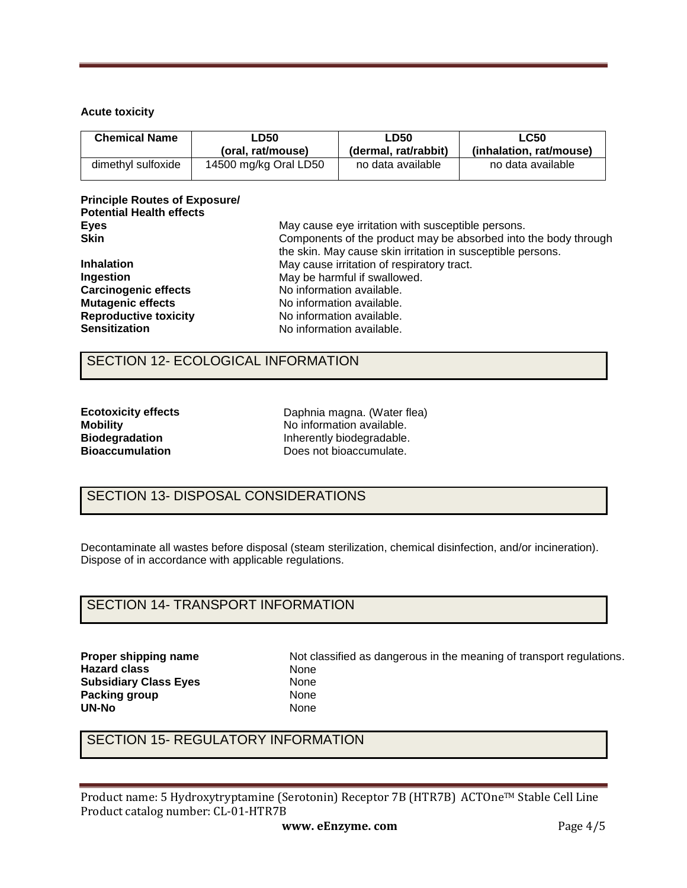**Acute toxicity**

| Chemical Name | LD50 (oral, rat/mouse) | LD50 (dermal, rat/rabbit) | LC50 (inhalation, rat/mouse) |
|---|---|---|---|
| dimethyl sulfoxide | 14500 mg/kg Oral LD50 | no data available | no data available |

**Principle Routes of Exposure/ Potential Health effects**

**Eyes** May cause eye irritation with susceptible persons.

**Skin** Components of the product may be absorbed into the body through the skin. May cause skin irritation in susceptible persons.

**Inhalation** May cause irritation of respiratory tract.

**Ingestion** May be harmful if swallowed.

**Carcinogenic effects** No information available.

**Mutagenic effects** No information available.

**Reproductive toxicity** No information available.

**Sensitization** No information available.

## SECTION 12- ECOLOGICAL INFORMATION

**Ecotoxicity effects** Daphnia magna. (Water flea)

**Mobility** No information available.

**Biodegradation** Inherently biodegradable.

**Bioaccumulation** Does not bioaccumulate.

## SECTION 13- DISPOSAL CONSIDERATIONS

Decontaminate all wastes before disposal (steam sterilization, chemical disinfection, and/or incineration). Dispose of in accordance with applicable regulations.

## SECTION 14- TRANSPORT INFORMATION

**Proper shipping name** Not classified as dangerous in the meaning of transport regulations.

**Hazard class** None

**Subsidiary Class Eyes** None

**Packing group** None

**UN-No** None

## SECTION 15- REGULATORY INFORMATION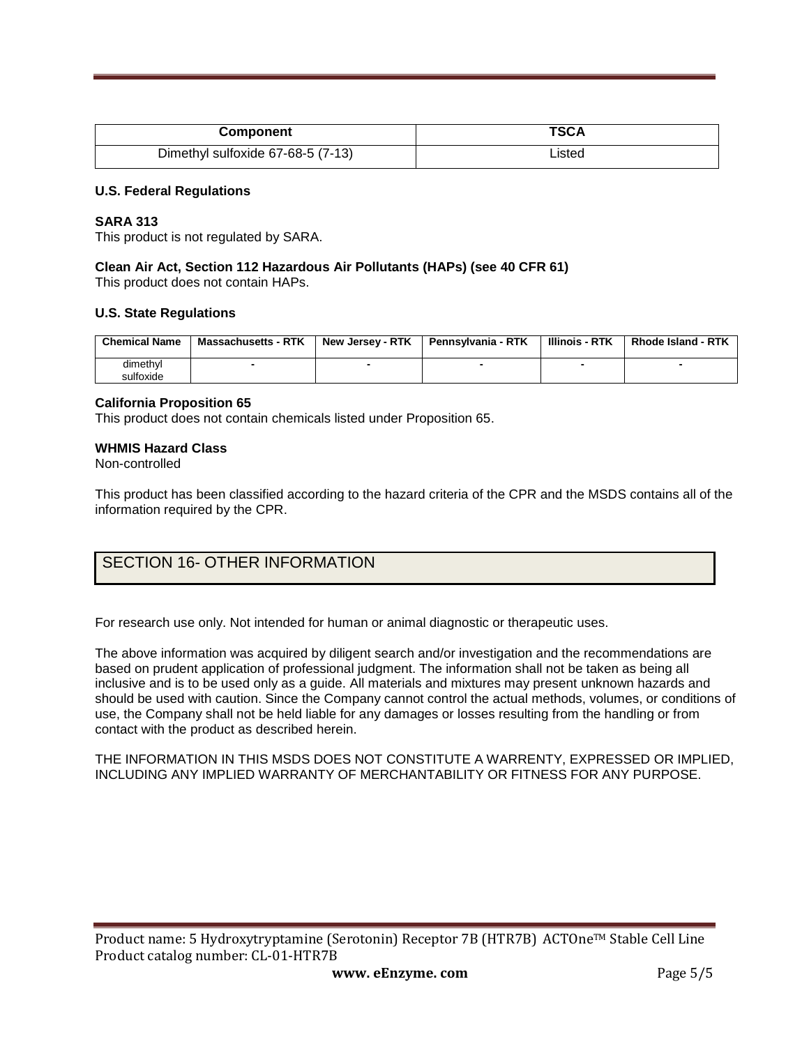| Component | TSCA |
|---|---|
| Dimethyl sulfoxide 67-68-5 (7-13) | Listed |

**U.S. Federal Regulations**

**SARA 313**
This product is not regulated by SARA.

**Clean Air Act, Section 112 Hazardous Air Pollutants (HAPs) (see 40 CFR 61)**
This product does not contain HAPs.

**U.S. State Regulations**

| Chemical Name | Massachusetts - RTK | New Jersey - RTK | Pennsylvania - RTK | Illinois - RTK | Rhode Island - RTK |
|---|---|---|---|---|---|
| dimethyl sulfoxide | - | - | - | - | - |

**California Proposition 65**
This product does not contain chemicals listed under Proposition 65.

**WHMIS Hazard Class**
Non-controlled

This product has been classified according to the hazard criteria of the CPR and the MSDS contains all of the information required by the CPR.

## SECTION 16- OTHER INFORMATION

For research use only. Not intended for human or animal diagnostic or therapeutic uses.

The above information was acquired by diligent search and/or investigation and the recommendations are based on prudent application of professional judgment. The information shall not be taken as being all inclusive and is to be used only as a guide. All materials and mixtures may present unknown hazards and should be used with caution. Since the Company cannot control the actual methods, volumes, or conditions of use, the Company shall not be held liable for any damages or losses resulting from the handling or from contact with the product as described herein.

THE INFORMATION IN THIS MSDS DOES NOT CONSTITUTE A WARRENTY, EXPRESSED OR IMPLIED, INCLUDING ANY IMPLIED WARRANTY OF MERCHANTABILITY OR FITNESS FOR ANY PURPOSE.